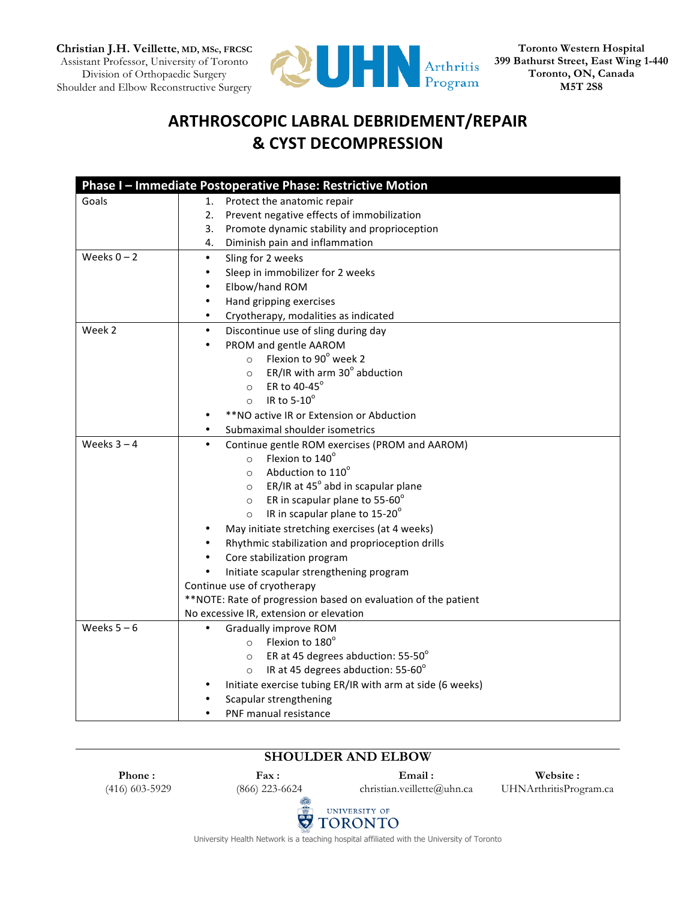**Christian J.H. Veillette, MD, MSc, FRCSC**
Assistant Professor, University of Toronto
Division of Orthopaedic Surgery
Shoulder and Elbow Reconstructive Surgery

**Toronto Western Hospital**
**399 Bathurst Street, East Wing 1-440**
**Toronto, ON, Canada**
**M5T 2S8**

# ARTHROSCOPIC LABRAL DEBRIDEMENT/REPAIR & CYST DECOMPRESSION

| Phase I – Immediate Postoperative Phase: Restrictive Motion | |
|---|---|
| Goals | 1. Protect the anatomic repair<br>2. Prevent negative effects of immobilization<br>3. Promote dynamic stability and proprioception<br>4. Diminish pain and inflammation |
| Weeks 0 – 2 | • Sling for 2 weeks<br>• Sleep in immobilizer for 2 weeks<br>• Elbow/hand ROM<br>• Hand gripping exercises<br>• Cryotherapy, modalities as indicated |
| Week 2 | • Discontinue use of sling during day<br>• PROM and gentle AAROM<br>  ○ Flexion to 90° week 2<br>  ○ ER/IR with arm 30° abduction<br>  ○ ER to 40-45°<br>  ○ IR to 5-10°<br>• **NO active IR or Extension or Abduction<br>• Submaximal shoulder isometrics |
| Weeks 3 – 4 | • Continue gentle ROM exercises (PROM and AAROM)<br>  ○ Flexion to 140°<br>  ○ Abduction to 110°<br>  ○ ER/IR at 45° abd in scapular plane<br>  ○ ER in scapular plane to 55-60°<br>  ○ IR in scapular plane to 15-20°<br>• May initiate stretching exercises (at 4 weeks)<br>• Rhythmic stabilization and proprioception drills<br>• Core stabilization program<br>• Initiate scapular strengthening program<br>Continue use of cryotherapy<br>**NOTE: Rate of progression based on evaluation of the patient<br>No excessive IR, extension or elevation |
| Weeks 5 – 6 | • Gradually improve ROM<br>  ○ Flexion to 180°<br>  ○ ER at 45 degrees abduction: 55-50°<br>  ○ IR at 45 degrees abduction: 55-60°<br>• Initiate exercise tubing ER/IR with arm at side (6 weeks)<br>• Scapular strengthening<br>• PNF manual resistance |

**SHOULDER AND ELBOW**

| Phone : | Fax : | Email : | Website : |
|---|---|---|---|
| (416) 603-5929 | (866) 223-6624 | christian.veillette@uhn.ca | UHNArthritisProgram.ca |

University Health Network is a teaching hospital affiliated with the University of Toronto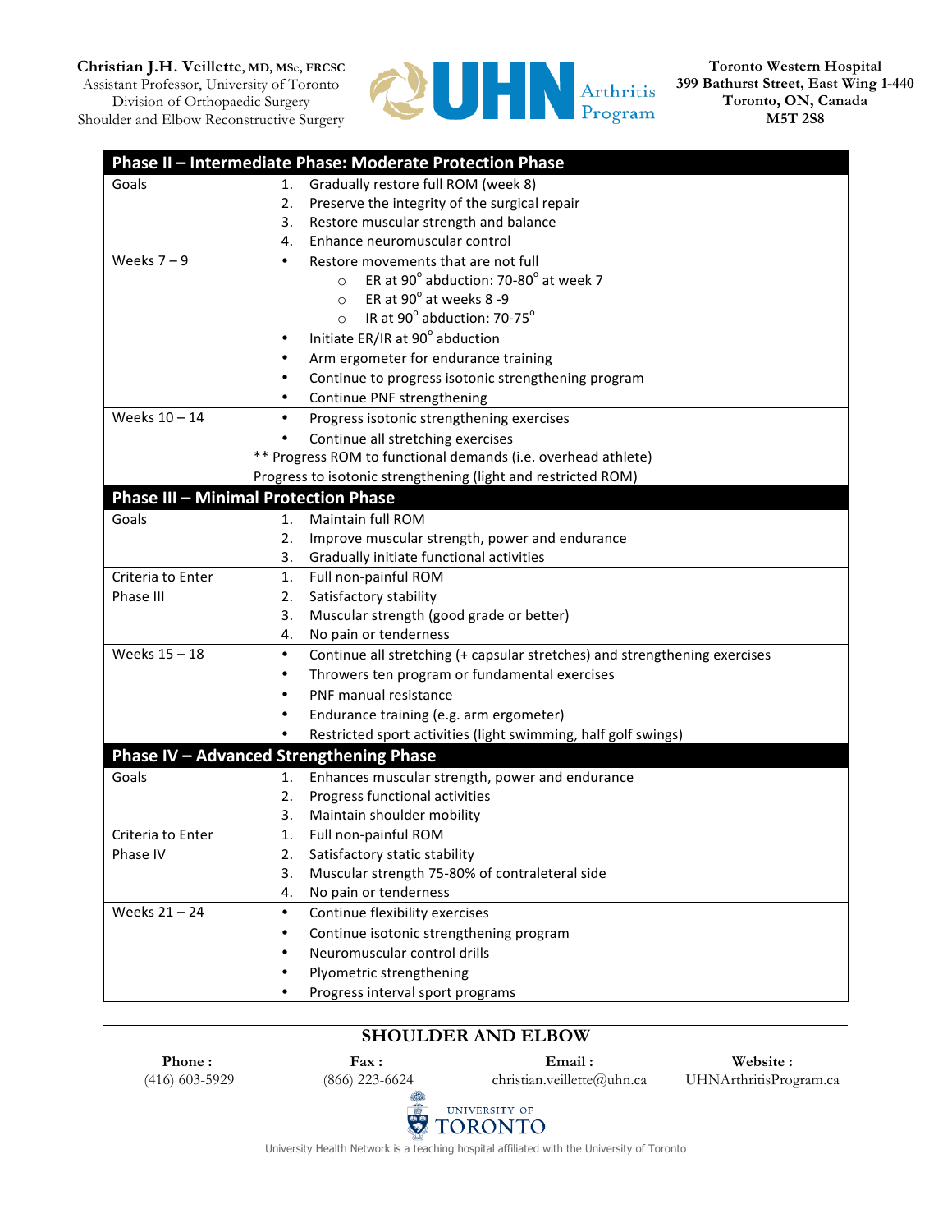| Phase II – Intermediate Phase: Moderate Protection Phase | |
|---|---|
| Goals | 1. Gradually restore full ROM (week 8)<br>2. Preserve the integrity of the surgical repair<br>3. Restore muscular strength and balance<br>4. Enhance neuromuscular control |
| Weeks 7 – 9 | • Restore movements that are not full<br>  ○ ER at 90° abduction: 70-80° at week 7<br>  ○ ER at 90° at weeks 8 -9<br>  ○ IR at 90° abduction: 70-75°<br>• Initiate ER/IR at 90° abduction<br>• Arm ergometer for endurance training<br>• Continue to progress isotonic strengthening program<br>• Continue PNF strengthening |
| Weeks 10 – 14 | • Progress isotonic strengthening exercises<br>• Continue all stretching exercises<br>** Progress ROM to functional demands (i.e. overhead athlete)<br>Progress to isotonic strengthening (light and restricted ROM) |
| **Phase III – Minimal Protection Phase** | |
| Goals | 1. Maintain full ROM<br>2. Improve muscular strength, power and endurance<br>3. Gradually initiate functional activities |
| Criteria to Enter Phase III | 1. Full non-painful ROM<br>2. Satisfactory stability<br>3. Muscular strength (good grade or better)<br>4. No pain or tenderness |
| Weeks 15 – 18 | • Continue all stretching (+ capsular stretches) and strengthening exercises<br>• Throwers ten program or fundamental exercises<br>• PNF manual resistance<br>• Endurance training (e.g. arm ergometer)<br>• Restricted sport activities (light swimming, half golf swings) |
| **Phase IV – Advanced Strengthening Phase** | |
| Goals | 1. Enhances muscular strength, power and endurance<br>2. Progress functional activities<br>3. Maintain shoulder mobility |
| Criteria to Enter Phase IV | 1. Full non-painful ROM<br>2. Satisfactory static stability<br>3. Muscular strength 75-80% of contralateral side<br>4. No pain or tenderness |
| Weeks 21 – 24 | • Continue flexibility exercises<br>• Continue isotonic strengthening program<br>• Neuromuscular control drills<br>• Plyometric strengthening<br>• Progress interval sport programs |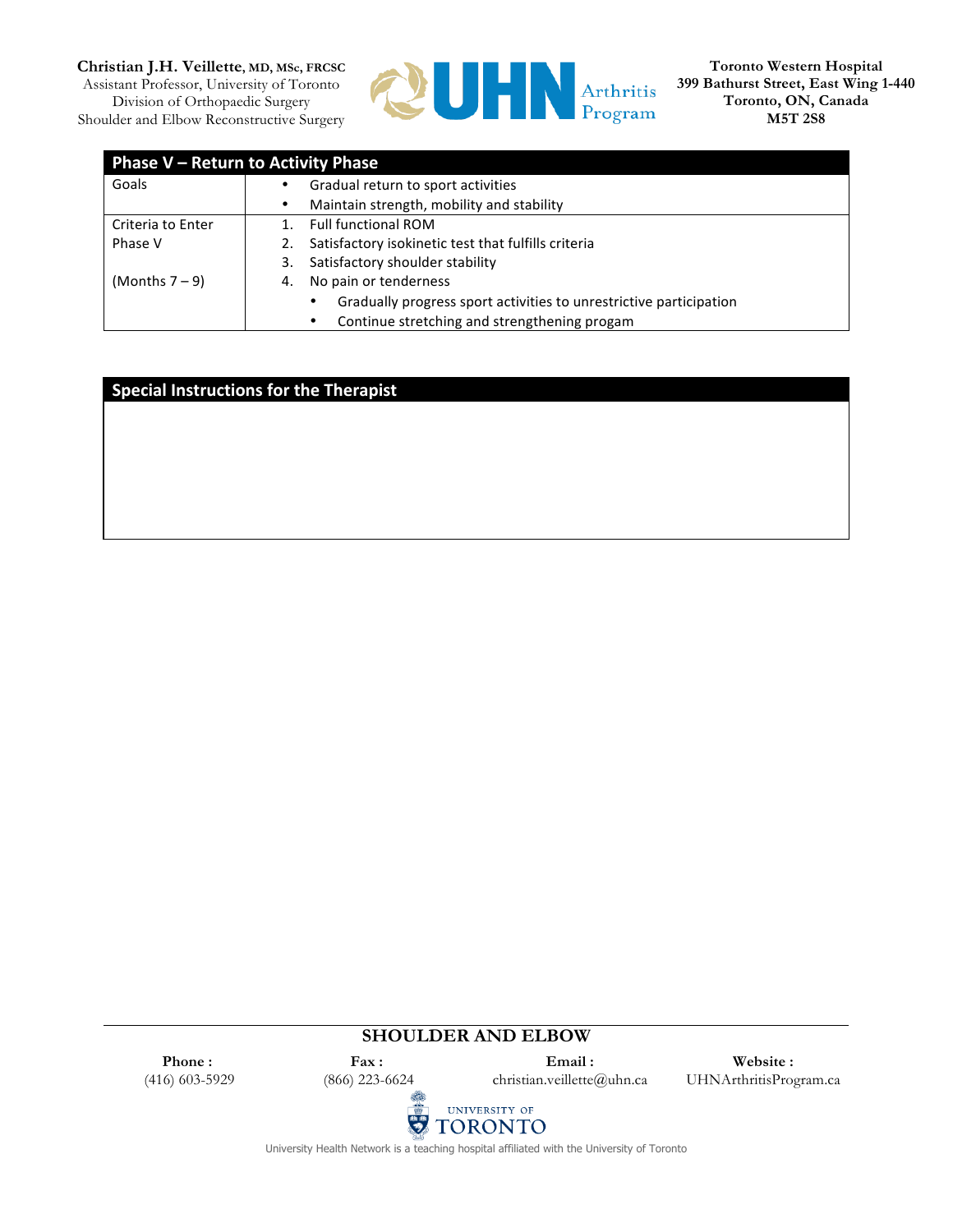| Phase V – Return to Activity Phase | |
|---|---|
| Goals | • Gradual return to sport activities<br>• Maintain strength, mobility and stability |
| Criteria to Enter Phase V<br><br>(Months 7 – 9) | 1. Full functional ROM<br>2. Satisfactory isokinetic test that fulfills criteria<br>3. Satisfactory shoulder stability<br>4. No pain or tenderness<br>• Gradually progress sport activities to unrestrictive participation<br>• Continue stretching and strengthening progam |

| Special Instructions for the Therapist |
|---|
| |